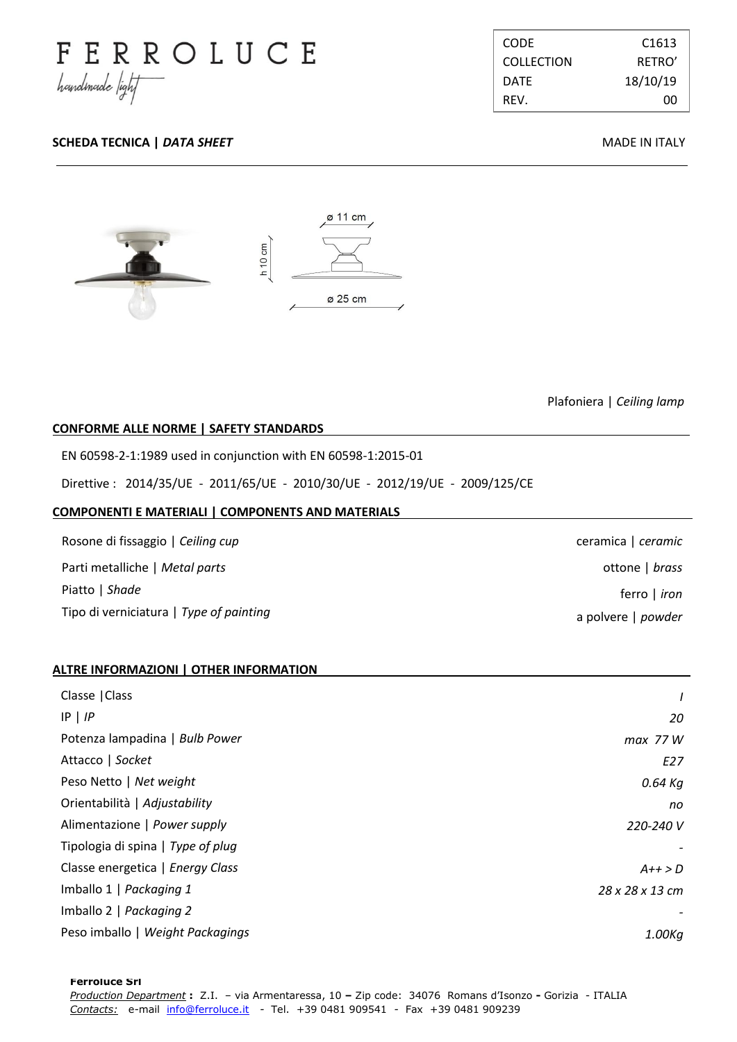# FERROLUCE

*handmade light*

| CODE | C1613 |
|---|---|
| COLLECTION | RETRO' |
| DATE | 18/10/19 |
| REV. | 00 |

**SCHEDA TECNICA | *DATA SHEET***

MADE IN ITALY

ø 11 cm

h 10 cm

ø 25 cm

Plafoniera | *Ceiling lamp*

## CONFORME ALLE NORME | SAFETY STANDARDS

EN 60598-2-1:1989 used in conjunction with EN 60598-1:2015-01

Direttive : 2014/35/UE - 2011/65/UE - 2010/30/UE - 2012/19/UE - 2009/125/CE

## COMPONENTI E MATERIALI | COMPONENTS AND MATERIALS

| | |
|---|---|
| Rosone di fissaggio \| *Ceiling cup* | ceramica \| *ceramic* |
| Parti metalliche \| *Metal parts* | ottone \| *brass* |
| Piatto \| *Shade* | ferro \| *iron* |
| Tipo di verniciatura \| *Type of painting* | a polvere \| *powder* |

## ALTRE INFORMAZIONI | OTHER INFORMATION

| | |
|---|---|
| Classe \|Class | *I* |
| IP \| *IP* | *20* |
| Potenza lampadina \| *Bulb Power* | *max 77 W* |
| Attacco \| *Socket* | *E27* |
| Peso Netto \| *Net weight* | *0.64 Kg* |
| Orientabilità \| *Adjustability* | *no* |
| Alimentazione \| *Power supply* | *220-240 V* |
| Tipologia di spina \| *Type of plug* | - |
| Classe energetica \| *Energy Class* | *A++ > D* |
| Imballo 1 \| *Packaging 1* | *28 x 28 x 13 cm* |
| Imballo 2 \| *Packaging 2* | - |
| Peso imballo \| *Weight Packagings* | *1.00Kg* |

**Ferroluce Srl**
*Production Department* **:** Z.I. – via Armentaressa, 10 **–** Zip code: 34076 Romans d'Isonzo **-** Gorizia - ITALIA
*Contacts:* e-mail info@ferroluce.it - Tel. +39 0481 909541 - Fax +39 0481 909239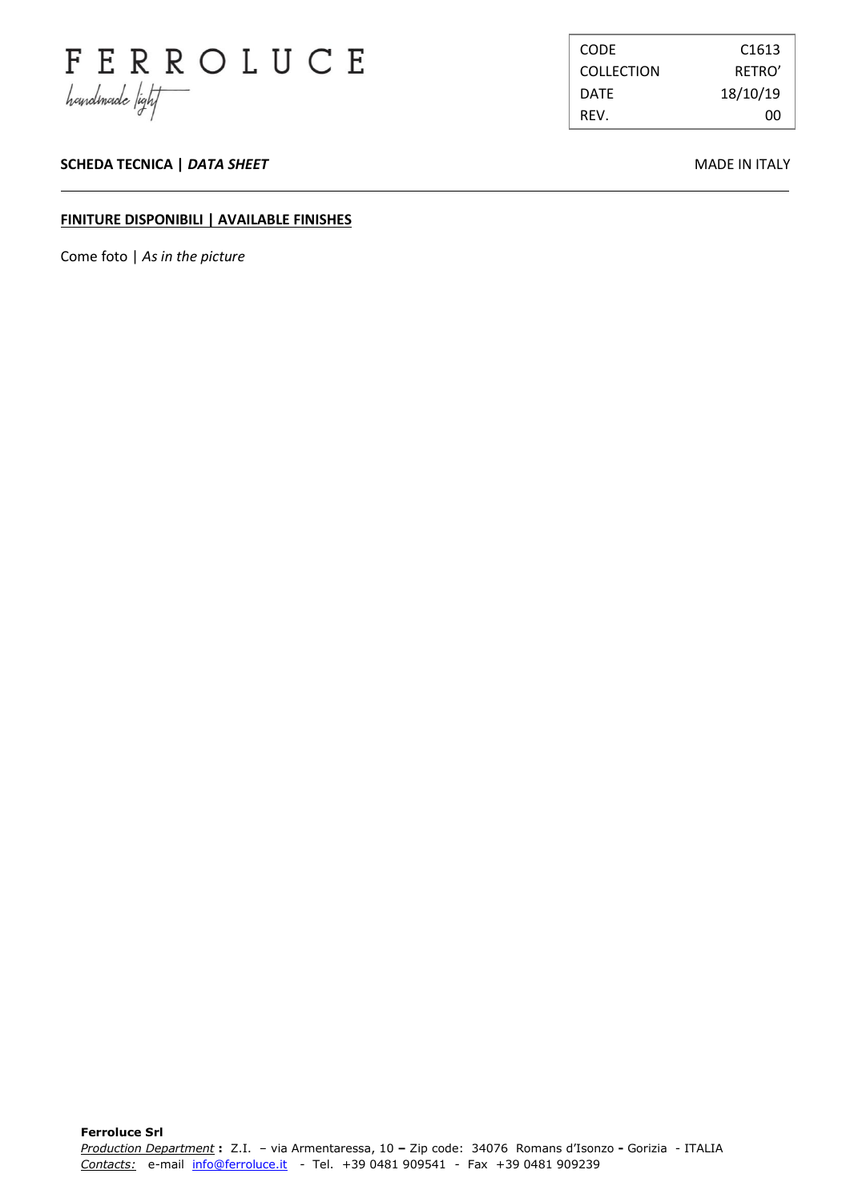# FERROLUCE

*handmade light*

| | |
|---|---|
| CODE | C1613 |
| COLLECTION | RETRO' |
| DATE | 18/10/19 |
| REV. | 00 |

**SCHEDA TECNICA | *DATA SHEET***

MADE IN ITALY

---

## FINITURE DISPONIBILI | AVAILABLE FINISHES

Come foto | *As in the picture*

**Ferroluce Srl**
*Production Department* **:** Z.I. – via Armentaressa, 10 **–** Zip code: 34076 Romans d'Isonzo **-** Gorizia - ITALIA
*Contacts:* e-mail info@ferroluce.it - Tel. +39 0481 909541 - Fax +39 0481 909239